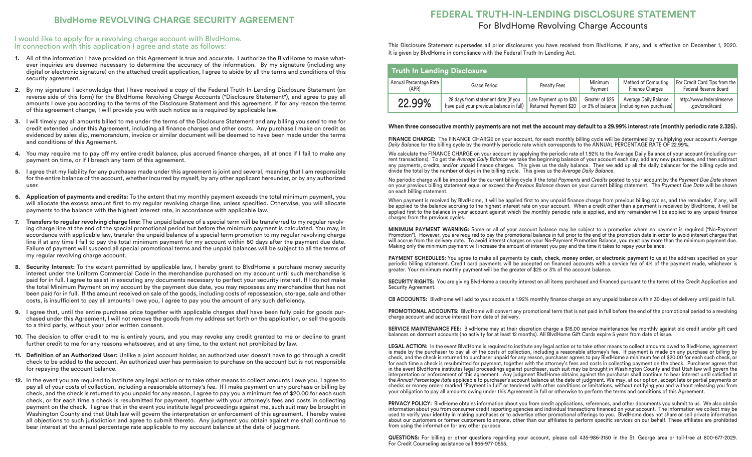## BlvdHome REVOLVING CHARGE SECURITY AGREEMENT

I would like to apply for a revolving charge account with BlvdHome.
In connection with this application I agree and state as follows:

1. All of the information I have provided on this Agreement is true and accurate. I authorize the BlvdHome to make whatever inquiries are deemed necessary to determine the accuracy of the information. By my signature (including any digital or electronic signature) on the attached credit application, I agree to abide by all the terms and conditions of this security agreement.
2. By my signature I acknowledge that I have received a copy of the Federal Truth-In-Lending Disclosure Statement (on reverse side of this form) for the BlvdHome Revolving Charge Accounts ("Disclosure Statement"), and agree to pay all amounts I owe you according to the terms of the Disclosure Statement and this agreement. If for any reason the terms of this agreement change, I will provide you with such notice as is required by applicable law.
3. I will timely pay all amounts billed to me under the terms of the Disclosure Statement and any billing you send to me for credit extended under this Agreement, including all finance charges and other costs. Any purchase I make on credit as evidenced by sales slip, memorandum, invoice or similar document will be deemed to have been made under the terms and conditions of this Agreement.
4. You may require me to pay off my entire credit balance, plus accrued finance charges, all at once if I fail to make any payment on time, or if I breach any term of this agreement.
5. I agree that my liability for any purchases made under this agreement is joint and several, meaning that I am responsible for the entire balance of the account, whether incurred by myself, by any other applicant hereunder, or by any authorized user.
6. **Application of payments and credits:** To the extent that my monthly payment exceeds the total minimum payment, you will allocate the excess amount first to my regular revolving charge line, unless specified. Otherwise, you will allocate payments to the balance with the highest interest rate, in accordance with applicable law.
7. **Transfers to regular revolving charge line:** The unpaid balance of a special term will be transferred to my regular revolving charge line at the end of the special promotional period but before the minimum payment is calculated. You may, in accordance with applicable law, transfer the unpaid balance of a special term promotion to my regular revolving charge line if at any time I fail to pay the total minimum payment for my account within 60 days after the payment due date. Failure of payment will suspend all special promotional terms and the unpaid balances will be subject to all the terms of my regular revolving charge account.
8. **Security Interest:** To the extent permitted by applicable law, I hereby grant to BlvdHome a purchase money security interest under the Uniform Commercial Code in the merchandise purchased on my account until such merchandise is paid for in full. I agree to assist in executing any documents necessary to perfect your security interest. If I do not make the total Minimum Payment on my account by the payment due date, you may repossess any merchandise that has not been paid for in full. If the amount received on sale of the goods, including costs of repossession, storage, sale and other costs, is insufficient to pay all amounts I owe you, I agree to pay you the amount of any such deficiency.
9. I agree that, until the entire purchase price together with applicable charges shall have been fully paid for goods purchased under this Agreement, I will not remove the goods from my address set forth on the application, or sell the goods to a third party, without your prior written consent.
10. The decision to offer credit to me is entirely yours, and you may revoke any credit granted to me or decline to grant further credit to me for any reasons whatsoever, and at any time, to the extent not prohibited by law.
11. **Definition of an Authorized User:** Unlike a joint account holder, an authorized user doesn't have to go through a credit check to be added to the account. An authorized user has permission to purchase on the account but is not responsible for repaying the account balance.
12. In the event you are required to institute any legal action or to take other means to collect amounts I owe you, I agree to pay all of your costs of collection, including a reasonable attorney's fee. If I make payment on any purchase or billing by check, and the check is returned to you unpaid for any reason, I agree to pay you a minimum fee of $20.00 for each such check, or for each time a check is resubmitted for payment, together with your attorney's fees and costs in collecting payment on the check. I agree that in the event you institute legal proceedings against me, such suit may be brought in Washington County and that Utah law will govern the interpretation or enforcement of this agreement. I hereby waive all objections to such jurisdiction and agree to submit thereto. Any judgment you obtain against me shall continue to bear interest at the annual percentage rate applicable to my account balance at the date of judgment.

## FEDERAL TRUTH-IN-LENDING DISCLOSURE STATEMENT

### For BlvdHome Revolving Charge Accounts

This Disclosure Statement supersedes all prior disclosures you have received from BlvdHome, if any, and is effective on December 1, 2020. It is given by BlvdHome in compliance with the Federal Truth-In-Lending Act.

**Truth In Lending Disclosure**

| Annual Percentage Rate (APR) | Grace Period | Penalty Fees | Minimum Payment | Method of Computing Finance Charges | For Credit Card Tips from the Federal Reserve Board |
|---|---|---|---|---|---|
| 22.99% | 28 days from statement date (if you have paid your previous balance in full) | Late Payment up to $30 Returned Payment $20 | Greater of $25 or 3% of balance | Average Daily Balance (including new purchases) | http://www.federalreserve.gov/creditcard |

**When three consecutive monthly payments are not met the account may default to a 29.99% interest rate (monthly periodic rate 2.325).**

**FINANCE CHARGE:** The FINANCE CHARGE on your account, for each monthly billing cycle will be determined by multiplying your account's *Average Daily Balance* for the billing cycle by the monthly periodic rate which corresponds to the ANNUAL PERCENTAGE RATE OF 22.99%.

We calculate the FINANCE CHARGE on your account by applying the periodic rate of 1.92% to the Average Daily Balance of your account (including current transactions). To get the *Average Daily Balance* we take the beginning balance of your account each day, add any new purchases, and then subtract any payments, credits, and/or unpaid finance charges. This gives us the daily balance. Then we add up all the daily balances for the billing cycle and divide the total by the number of days in the billing cycle. This gives us the *Average Daily Balance*.

No periodic charge will be imposed for the current billing cycle if the total *Payments* and *Credits* posted to your account by the *Payment Due Date* shown on your previous billing statement equal or exceed the *Previous Balance* shown on your current billing statement. The *Payment Due Date* will be shown on each billing statement.

When payment is received by BlvdHome, it will be applied first to any unpaid finance charge from previous billing cycles, and the remainder, if any, will be applied to the balance accruing to the highest interest rate on your account. When a credit other than a payment is received by BlvdHome, it will be applied first to the balance in your account against which the monthly periodic rate is applied, and any remainder will be applied to any unpaid finance charges from the previous cycles.

**MINIMUM PAYMENT WARNING:** Some or all of your account balance may be subject to a promotion where no payment is required ("No-Payment Promotion"). However, you are required to pay the promotional balance in full prior to the end of the promotion date in order to avoid interest charges that will accrue from the delivery date. To avoid interest charges on your No-Payment Promotion Balance, you must pay more than the minimum payment due. Making only the minimum payment will increase the amount of interest you pay and the time it takes to repay your balance.

**PAYMENT SCHEDULES:** You agree to make all payments by **cash**, **check**, **money order**, or **electronic payment** to us at the address specified on your periodic billing statement. Credit card payments will be accepted on financed accounts with a service fee of 4% of the payment made, whichever is greater. Your minimum monthly payment will be the greater of $25 or 3% of the account balance.

**SECURITY RIGHTS:** You are giving BlvdHome a security interest on all items purchased and financed pursuant to the terms of the Credit Application and Security Agreement.

**CB ACCOUNTS:** BlvdHome will add to your account a 1.92% monthly finance charge on any unpaid balance within 30 days of delivery until paid in full.

**PROMOTIONAL ACCOUNTS:** BlvdHome will convert any promotional term that is not paid in full before the end of the promotional period to a revolving charge account and accrue interest from date of delivery.

**SERVICE MAINTENANCE FEE:** BlvdHome may at their discretion charge a $15.00 service maintenance fee monthly against old credit and/or gift card balances on dormant accounts (no activity for at least 12 months). All BlvdHome Gift Cards expire 5 years from date of issue.

**LEGAL ACTION:** In the event BlvdHome is required to institute any legal action or to take other means to collect amounts owed to BlvdHome, agreement is made by the purchaser to pay all of the costs of collection, including a reasonable attorney's fee. If payment is made on any purchase or billing by check, and the check is returned to purchaser unpaid for any reason, purchaser agrees to pay BlvdHome a minimum fee of $20.00 for each such check, or for each time a check is resubmitted for payment, together with the attorney's fees and costs in collecting payment on the check. Purchaser agrees that in the event BlvdHome institutes legal proceedings against purchaser, such suit may be brought in Washington County and that Utah law will govern the interpretation or enforcement of this agreement. Any judgment BlvdHome obtains against the purchaser shall continue to bear interest until satisfied at the *Annual Percentage Rate* applicable to purchaser's account balance at the date of judgment. We may, at our option, accept late or partial payments or checks or money orders marked "Payment in full" or tendered with other conditions or limitations, without notifying you and without releasing you from your obligation to pay all amounts owing under this Agreement in full or otherwise to perform the terms and conditions of this Agreement.

**PRIVACY POLICY:** BlvdHome obtains information about you from credit applications, references, and other documents you submit to us. We also obtain information about you from consumer credit reporting agencies and individual transactions financed on your account. The information we collect may be used to verify your identity in making purchases or to advertise other promotional offerings to you. BlvdHome does not share or sell private information about our customers or former customers to anyone, other than our affiliates to perform specific services on our behalf. These affiliates are prohibited from using the information for any other purpose.

**QUESTIONS:** For billing or other questions regarding your account, please call 435-986-3150 in the St. George area or toll-free at 800-677-2029. For Credit Counseling assistance call 866-977-0555.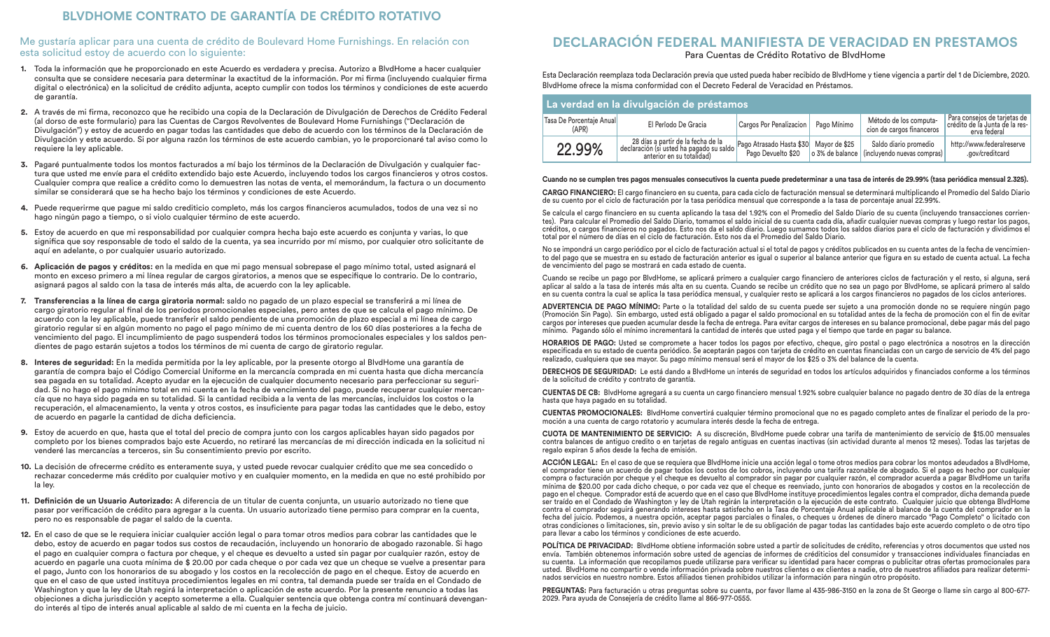## BLVDHOME CONTRATO DE GARANTÍA DE CRÉDITO ROTATIVO

Me gustaría aplicar para una cuenta de crédito de Boulevard Home Furnishings. En relación con esta solicitud estoy de acuerdo con lo siguiente:

1. Toda la información que he proporcionado en este Acuerdo es verdadera y precisa. Autorizo a BlvdHome a hacer cualquier consulta que se considere necesaria para determinar la exactitud de la información. Por mi firma (incluyendo cualquier firma digital o electrónica) en la solicitud de crédito adjunta, acepto cumplir con todos los términos y condiciones de este acuerdo de garantía.
2. A través de mi firma, reconozco que he recibido una copia de la Declaración de Divulgación de Derechos de Crédito Federal (al dorso de este formulario) para las Cuentas de Cargos Revolventes de Boulevard Home Furnishings ("Declaración de Divulgación") y estoy de acuerdo en pagar todas las cantidades que debo de acuerdo con los términos de la Declaración de Divulgación y este acuerdo. Si por alguna razón los términos de este acuerdo cambian, yo le proporcionaré tal aviso como lo requiere la ley aplicable.
3. Pagaré puntualmente todos los montos facturados a mí bajo los términos de la Declaración de Divulgación y cualquier factura que usted me envíe para el crédito extendido bajo este Acuerdo, incluyendo todos los cargos financieros y otros costos. Cualquier compra que realice a crédito como lo demuestren las notas de venta, el memorándum, la factura o un documento similar se considerará que se ha hecho bajo los términos y condiciones de este Acuerdo.
4. Puede requerirme que pague mi saldo crediticio completo, más los cargos financieros acumulados, todos de una vez si no hago ningún pago a tiempo, o si violo cualquier término de este acuerdo.
5. Estoy de acuerdo en que mi responsabilidad por cualquier compra hecha bajo este acuerdo es conjunta y varias, lo que significa que soy responsable de todo el saldo de la cuenta, ya sea incurrido por mí mismo, por cualquier otro solicitante de aquí en adelante, o por cualquier usuario autorizado.
6. **Aplicación de pagos y créditos:** en la medida en que mi pago mensual sobrepase el pago mínimo total, usted asignará el monto en exceso primero a mi línea regular de cargos giratorios, a menos que se especifique lo contrario. De lo contrario, asignará pagos al saldo con la tasa de interés más alta, de acuerdo con la ley aplicable.
7. **Transferencias a la línea de carga giratoria normal:** saldo no pagado de un plazo especial se transferirá a mi línea de cargo giratorio regular al final de los períodos promocionales especiales, pero antes de que se calcule el pago mínimo. De acuerdo con la ley aplicable, puede transferir el saldo pendiente de una promoción de plazo especial a mi línea de cargo giratorio regular si en algún momento no pago el pago mínimo de mi cuenta dentro de los 60 días posteriores a la fecha de vencimiento del pago. El incumplimiento de dicho pago suspenderá todos los términos promocionales especiales y los saldos pendientes de pago estarán sujetos a todos los términos de mi cuenta de cargo de giratorio regular.
8. **Interes de seguridad:** En la medida permitida por la ley aplicable, por la presente otorgo al BlvdHome una garantía de garantía de compra bajo el Código Comercial Uniforme en la mercancía comprada en mi cuenta hasta que dicha mercancía sea pagada en su totalidad. Acepto ayudar en la ejecución de cualquier documento necesario para perfeccionar su seguridad. Si no hago el pago mínimo total en mi cuenta en la fecha de vencimiento del pago, puede recuperar cualquier mercancía que no haya sido pagada en su totalidad. Si la cantidad recibida a la venta de las mercancías, incluidos los costos o la recuperación, el almacenamiento, la venta y otros costos, es insuficiente para pagar todas las cantidades que le debo, estoy de acuerdo en pagarle la cantidad de dicha deficiencia.
9. Estoy de acuerdo en que, hasta que el total del precio de compra junto con los cargos aplicables hayan sido pagados por completo por los bienes comprados bajo este Acuerdo, no retiraré las mercancías de mi dirección indicada en la solicitud ni venderé las mercancías a terceros, sin Su consentimiento previo por escrito.
10. La decisión de ofrecerme crédito es enteramente suya, y usted puede revocar cualquier crédito que me sea concedido o rechazar concederme más crédito por cualquier motivo y en cualquier momento, en la medida en que no esté prohibido por la ley.
11. **Definición de un Usuario Autorizado:** A diferencia de un titular de cuenta conjunta, un usuario autorizado no tiene que pasar por verificación de crédito para agregar a la cuenta. Un usuario autorizado tiene permiso para comprar en la cuenta, pero no es responsable de pagar el saldo de la cuenta.
12. En el caso de que se le requiera iniciar cualquier acción legal o para tomar otros medios para cobrar las cantidades que le debo, estoy de acuerdo en pagar todos sus costos de recaudación, incluyendo un honorario de abogado razonable. Si hago el pago en cualquier compra o factura por cheque, y el cheque es devuelto a usted sin pagar por cualquier razón, estoy de acuerdo en pagarle una cuota mínima de $ 20.00 por cada cheque o por cada vez que un cheque se vuelve a presentar para el pago, Junto con los honorarios de su abogado y los costos en la recolección de pago en el cheque. Estoy de acuerdo en que en el caso de que usted instituya procedimientos legales en mi contra, tal demanda puede ser traída en el Condado de Washington y que la ley de Utah regirá la interpretación o aplicación de este acuerdo. Por la presente renuncio a todas las objeciones a dicha jurisdicción y acepto someterme a ella. Cualquier sentencia que obtenga contra mí continuará devengando interés al tipo de interés anual aplicable al saldo de mi cuenta en la fecha de juicio.

## DECLARACIÓN FEDERAL MANIFIESTA DE VERACIDAD EN PRESTAMOS

Para Cuentas de Crédito Rotativo de BlvdHome

Esta Declaración reemplaza toda Declaración previa que usted pueda haber recibido de BlvdHome y tiene vigencia a partir del 1 de Diciembre, 2020. BlvdHome ofrece la misma conformidad con el Decreto Federal de Veracidad en Préstamos.

**La verdad en la divulgación de préstamos**

| Tasa De Porcentaje Anual (APR) | El Período De Gracia | Cargos Por Penalizacion | Pago Mínimo | Método de los computacion de cargos financeros | Para consejos de tarjetas de crédito de la Junta de la reserva federal |
|---|---|---|---|---|---|
| 22.99% | 28 días a partir de la fecha de la declaración (si usted ha pagado su saldo anterior en su totalidad) | Pago Atrasado Hasta $30 Pago Devuelto $20 | Mayor de $25 o 3% de balance | Saldo diario promedio (incluyendo nuevas compras) | http://www.federalreserve.gov/creditcard |

**Cuando no se cumplen tres pagos mensuales consecutivos la cuenta puede predeterminar a una tasa de interés de 29.99% (tasa periódica mensual 2.325%).**

**CARGO FINANCIERO:** El cargo financiero en su cuenta, para cada ciclo de facturación mensual se determinará multiplicando el Promedio del Saldo Diario de su cuento por el ciclo de facturación por la tasa periódica mensual que corresponde a la tasa de porcentaje anual 22.99%.

Se calcula el cargo financiero en su cuenta aplicando la tasa del 1.92% con el Promedio del Saldo Diario de su cuenta (incluyendo transacciones corrientes). Para calcular el Promedio del Saldo Diario, tomamos el saldo inicial de su cuenta cada día, añadir cualquier nuevas compras y luego restar los pagos, créditos, o cargos financieros no pagados. Esto nos da el saldo diario. Luego sumamos todos los saldos diarios para el ciclo de facturación y dividimos el total por el número de días en el ciclo de facturación. Esto nos da el Promedio del Saldo Diario.

No se impondrá un cargo periódico por el ciclo de facturación actual si el total de pagos y créditos publicados en su cuenta antes de la fecha de vencimiento del pago que se muestra en su estado de facturación anterior es igual o superior al balance anterior que figura en su estado de cuenta actual. La fecha de vencimiento del pago se mostrará en cada estado de cuenta.

Cuando se recibe un pago por BlvdHome, se aplicará primero a cualquier cargo financiero de anteriores ciclos de facturación y el resto, si alguna, será aplicar al saldo a la tasa de interés más alta en su cuenta. Cuando se recibe un crédito que no sea un pago por BlvdHome, se aplicará primero al saldo en su cuenta contra la cual se aplica la tasa periódica mensual, y cualquier resto se aplicará a los cargos financieros no pagados de los ciclos anteriores.

**ADVERTENCIA DE PAGO MÍNIMO:** Parte o la totalidad del saldo de su cuenta puede ser sujeto a una promoción donde no se requiere ningún pago (Promoción Sin Pago). Sin embargo, usted está obligado a pagar el saldo promocional en su totalidad antes de la fecha de promoción con el fin de evitar cargos por intereses que pueden acumular desde la fecha de entrega. Para evitar cargos de intereses en su balance promocional, debe pagar más del pago mínimo. Pagando sólo el mínimo incrementará la cantidad de interés que usted paga y el tiempo que tarde en pagar su balance.

**HORARIOS DE PAGO:** Usted se compromete a hacer todos los pagos por efectivo, cheque, giro postal o pago electrónica a nosotros en la dirección especificada en su estado de cuenta periódico. Se aceptarán pagos con tarjeta de crédito en cuentas financiadas con un cargo de servicio de 4% del pago realizado, cualquiera que sea mayor. Su pago mínimo mensual será el mayor de los $25 o 3% del balance de la cuenta.

**DERECHOS DE SEGURIDAD:** Le está dando a BlvdHome un interés de seguridad en todos los artículos adquiridos y financiados conforme a los términos de la solicitud de crédito y contrato de garantía.

**CUENTAS DE CB:** BlvdHome agregará a su cuenta un cargo financiero mensual 1.92% sobre cualquier balance no pagado dentro de 30 días de la entrega hasta que haya pagado en su totalidad.

**CUENTAS PROMOCIONALES:** BlvdHome convertirá cualquier término promocional que no es pagado completo antes de finalizar el periodo de la promoción a una cuenta de cargo rotatorio y acumulara interés desde la fecha de entrega.

**CUOTA DE MANTENIMIENTO DE SERVICIO:** A su discreción, BlvdHome puede cobrar una tarifa de mantenimiento de servicio de $15.00 mensuales contra balances de antiguo credito o en tarjetas de regalo antiguas en cuentas inactivas (sin actividad durante al menos 12 meses). Todas las tarjetas de regalo expiran 5 años desde la fecha de emisión.

**ACCIÓN LEGAL:** En el caso de que se requiera que BlvdHome inicie una acción legal o tome otros medios para cobrar los montos adeudados a BlvdHome, el comprador tiene un acuerdo de pagar todos los costos de los cobros, incluyendo una tarifa razonable de abogado. Si el pago es hecho por cualquier compra o facturación por cheque y el cheque es devuelto al comprador sin pagar por cualquier razón, el comprador acuerda a pagar BlvdHome un tarifa mínima de $20.00 por cada dicho cheque, o por cada vez que el cheque es reenviado, junto con honorarios de abogados y costos en la recolección de pago en el cheque. Comprador está de acuerdo que en el caso que BlvdHome instituye procedimientos legales contra el comprador, dicha demanda puede ser traído en el Condado de Washington y ley de Utah regirán la interpretación o la ejecución de este contrato. Cualquier juicio que obtenga BlvdHome contra el comprador seguirá generando intereses hasta satisfecho en la Tasa de Porcentaje Anual aplicable al balance de la cuenta del comprador en la fecha del juicio. Podemos, a nuestra opción, aceptar pagos parciales o finales, o cheques u órdenes de dinero marcado "Pago Completo" o licitado con otras condiciones o limitaciones, sin, previo aviso y sin soltar le de su obligación de pagar todas las cantidades bajo este acuerdo completo o de otro tipo para llevar a cabo los términos y condiciones de este acuerdo.

**POLÍTICA DE PRIVACIDAD:** BlvdHome obtiene información sobre usted a partir de solicitudes de crédito, referencias y otros documentos que usted nos envía. También obtenemos información sobre usted de agencias de informes de créditicios del consumidor y transacciones individuales financiadas en su cuenta. La información que recopilamos puede utilizarse para verificar su identidad para hacer compras o publicitar otras ofertas promocionales para usted. BlvdHome no compartir o vende información privada sobre nuestros clientes o ex clientes a nadie, otro de nuestros afiliados para realizar determinados servicios en nuestro nombre. Estos afiliados tienen prohibidos utilizar la información para ningún otro propósito.

**PREGUNTAS:** Para facturación u otras preguntas sobre su cuenta, por favor llame al 435-986-3150 en la zona de St George o llame sin cargo al 800-677-2029. Para ayuda de Consejería de crédito llame al 866-977-0555.